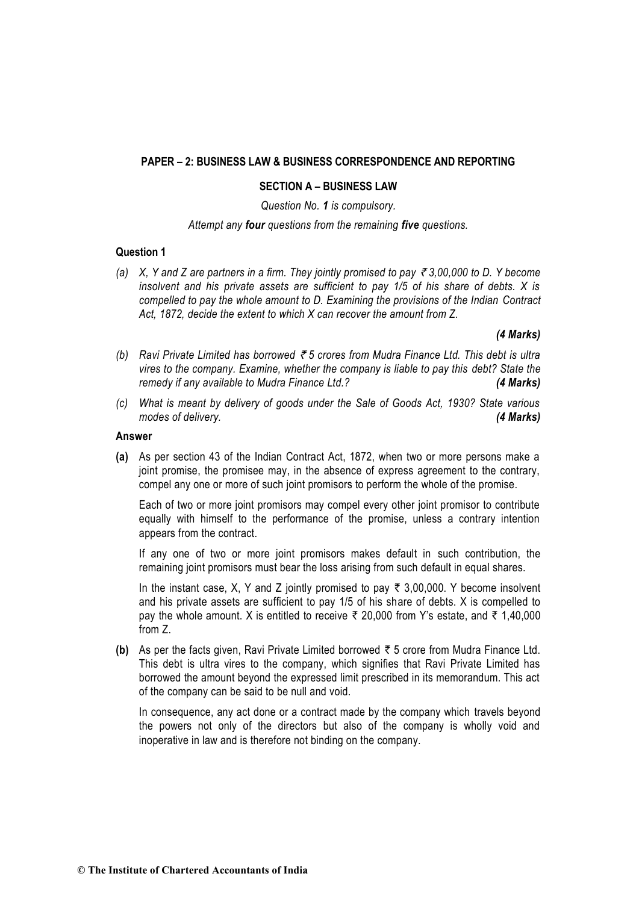**PAPER – 2: BUSINESS LAW & BUSINESS CORRESPONDENCE AND REPORTING**

**SECTION A – BUSINESS LAW**

*Question No. **1** is compulsory.*

*Attempt any **four** questions from the remaining **five** questions.*

**Question 1**

*(a) X, Y and Z are partners in a firm. They jointly promised to pay ₹ 3,00,000 to D. Y become insolvent and his private assets are sufficient to pay 1/5 of his share of debts. X is compelled to pay the whole amount to D. Examining the provisions of the Indian Contract Act, 1872, decide the extent to which X can recover the amount from Z.*

***(4 Marks)***

*(b) Ravi Private Limited has borrowed ₹ 5 crores from Mudra Finance Ltd. This debt is ultra vires to the company. Examine, whether the company is liable to pay this debt? State the remedy if any available to Mudra Finance Ltd.?* ***(4 Marks)***

*(c) What is meant by delivery of goods under the Sale of Goods Act, 1930? State various modes of delivery.* ***(4 Marks)***

**Answer**

**(a)** As per section 43 of the Indian Contract Act, 1872, when two or more persons make a joint promise, the promisee may, in the absence of express agreement to the contrary, compel any one or more of such joint promisors to perform the whole of the promise.

Each of two or more joint promisors may compel every other joint promisor to contribute equally with himself to the performance of the promise, unless a contrary intention appears from the contract.

If any one of two or more joint promisors makes default in such contribution, the remaining joint promisors must bear the loss arising from such default in equal shares.

In the instant case, X, Y and Z jointly promised to pay ₹ 3,00,000. Y become insolvent and his private assets are sufficient to pay 1/5 of his share of debts. X is compelled to pay the whole amount. X is entitled to receive ₹ 20,000 from Y's estate, and ₹ 1,40,000 from Z.

**(b)** As per the facts given, Ravi Private Limited borrowed ₹ 5 crore from Mudra Finance Ltd. This debt is ultra vires to the company, which signifies that Ravi Private Limited has borrowed the amount beyond the expressed limit prescribed in its memorandum. This act of the company can be said to be null and void.

In consequence, any act done or a contract made by the company which travels beyond the powers not only of the directors but also of the company is wholly void and inoperative in law and is therefore not binding on the company.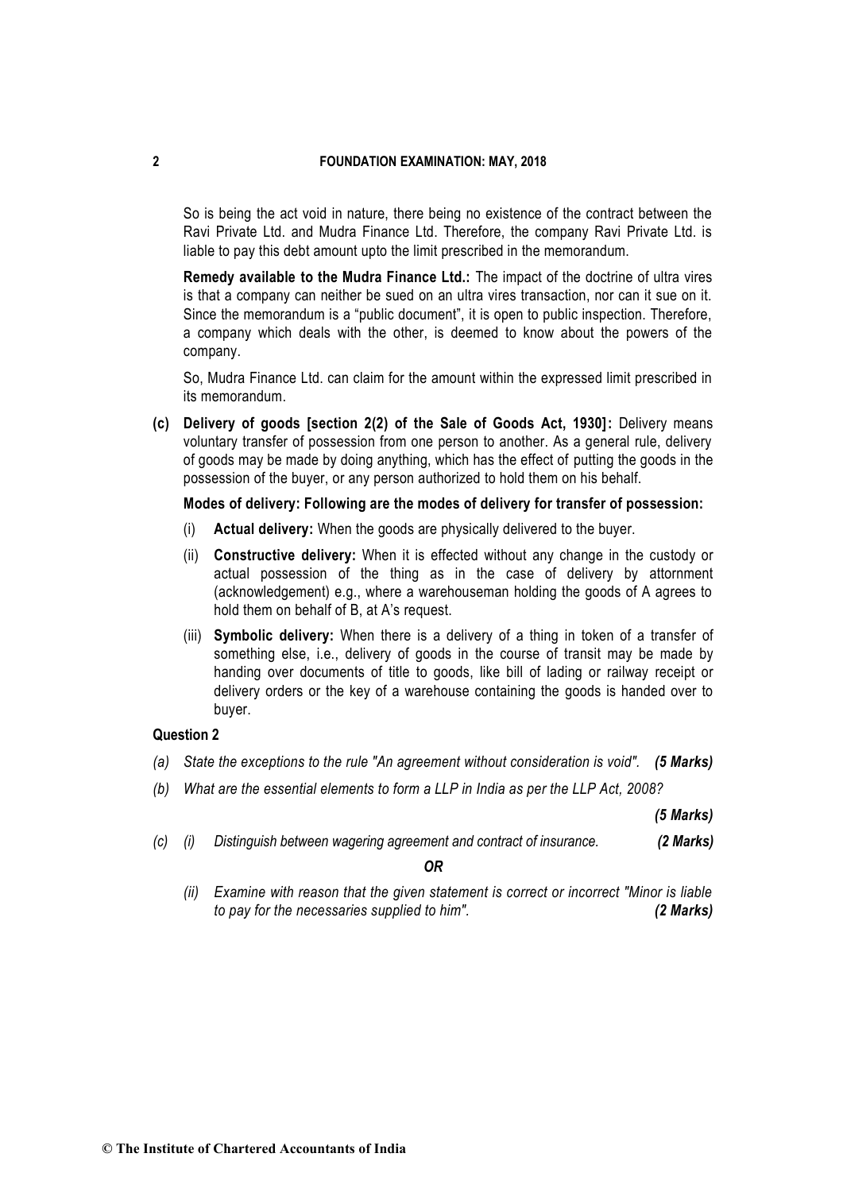So is being the act void in nature, there being no existence of the contract between the Ravi Private Ltd. and Mudra Finance Ltd. Therefore, the company Ravi Private Ltd. is liable to pay this debt amount upto the limit prescribed in the memorandum.

**Remedy available to the Mudra Finance Ltd.:** The impact of the doctrine of ultra vires is that a company can neither be sued on an ultra vires transaction, nor can it sue on it. Since the memorandum is a "public document", it is open to public inspection. Therefore, a company which deals with the other, is deemed to know about the powers of the company.

So, Mudra Finance Ltd. can claim for the amount within the expressed limit prescribed in its memorandum.

**(c) Delivery of goods [section 2(2) of the Sale of Goods Act, 1930]:** Delivery means voluntary transfer of possession from one person to another. As a general rule, delivery of goods may be made by doing anything, which has the effect of putting the goods in the possession of the buyer, or any person authorized to hold them on his behalf.

**Modes of delivery: Following are the modes of delivery for transfer of possession:**

(i) **Actual delivery:** When the goods are physically delivered to the buyer.

(ii) **Constructive delivery:** When it is effected without any change in the custody or actual possession of the thing as in the case of delivery by attornment (acknowledgement) e.g., where a warehouseman holding the goods of A agrees to hold them on behalf of B, at A's request.

(iii) **Symbolic delivery:** When there is a delivery of a thing in token of a transfer of something else, i.e., delivery of goods in the course of transit may be made by handing over documents of title to goods, like bill of lading or railway receipt or delivery orders or the key of a warehouse containing the goods is handed over to buyer.

### Question 2

*(a) State the exceptions to the rule "An agreement without consideration is void".* ***(5 Marks)***

*(b) What are the essential elements to form a LLP in India as per the LLP Act, 2008?* ***(5 Marks)***

*(c) (i) Distinguish between wagering agreement and contract of insurance.* ***(2 Marks)***

***OR***

*(ii) Examine with reason that the given statement is correct or incorrect "Minor is liable to pay for the necessaries supplied to him".* ***(2 Marks)***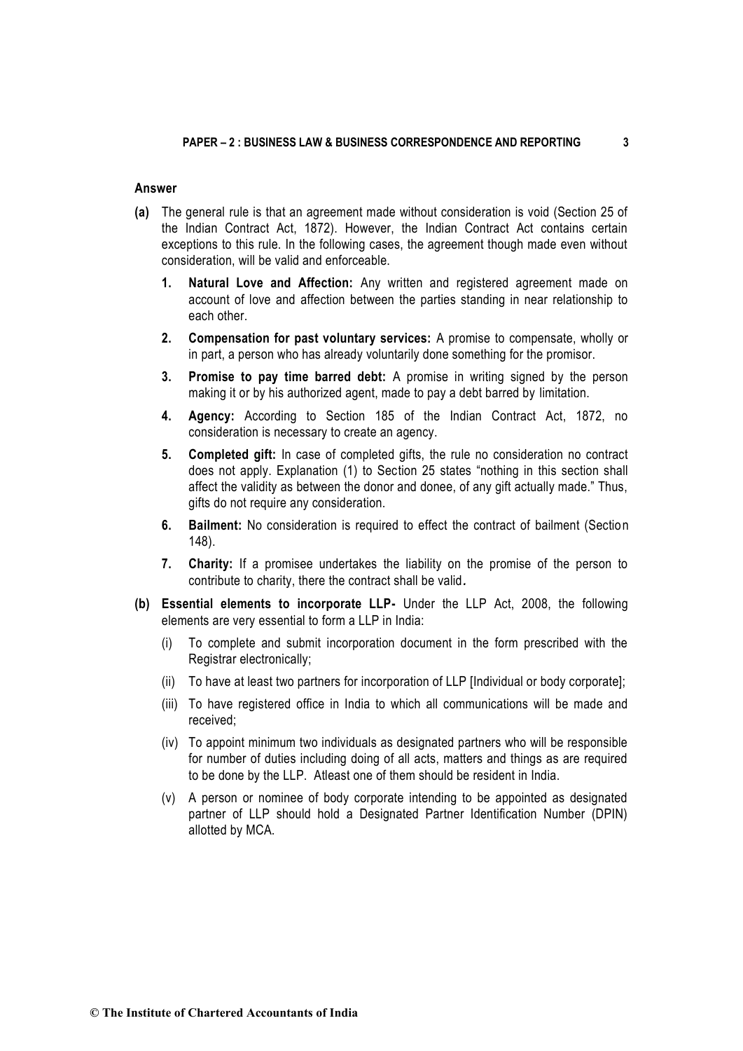**Answer**

**(a)** The general rule is that an agreement made without consideration is void (Section 25 of the Indian Contract Act, 1872). However, the Indian Contract Act contains certain exceptions to this rule. In the following cases, the agreement though made even without consideration, will be valid and enforceable.

1. **Natural Love and Affection:** Any written and registered agreement made on account of love and affection between the parties standing in near relationship to each other.

2. **Compensation for past voluntary services:** A promise to compensate, wholly or in part, a person who has already voluntarily done something for the promisor.

3. **Promise to pay time barred debt:** A promise in writing signed by the person making it or by his authorized agent, made to pay a debt barred by limitation.

4. **Agency:** According to Section 185 of the Indian Contract Act, 1872, no consideration is necessary to create an agency.

5. **Completed gift:** In case of completed gifts, the rule no consideration no contract does not apply. Explanation (1) to Section 25 states "nothing in this section shall affect the validity as between the donor and donee, of any gift actually made." Thus, gifts do not require any consideration.

6. **Bailment:** No consideration is required to effect the contract of bailment (Section 148).

7. **Charity:** If a promisee undertakes the liability on the promise of the person to contribute to charity, there the contract shall be valid.

**(b) Essential elements to incorporate LLP-** Under the LLP Act, 2008, the following elements are very essential to form a LLP in India:

(i) To complete and submit incorporation document in the form prescribed with the Registrar electronically;

(ii) To have at least two partners for incorporation of LLP [Individual or body corporate];

(iii) To have registered office in India to which all communications will be made and received;

(iv) To appoint minimum two individuals as designated partners who will be responsible for number of duties including doing of all acts, matters and things as are required to be done by the LLP. Atleast one of them should be resident in India.

(v) A person or nominee of body corporate intending to be appointed as designated partner of LLP should hold a Designated Partner Identification Number (DPIN) allotted by MCA.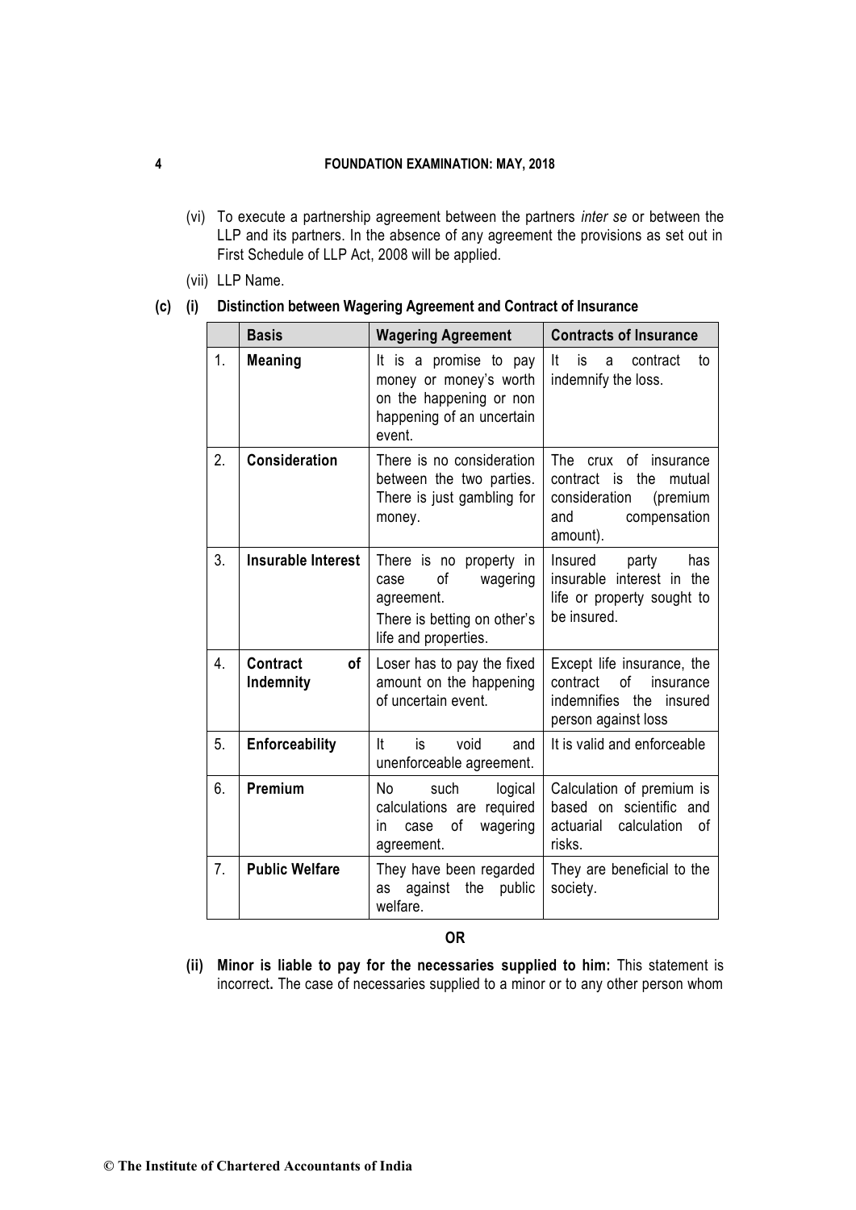(vi) To execute a partnership agreement between the partners *inter se* or between the LLP and its partners. In the absence of any agreement the provisions as set out in First Schedule of LLP Act, 2008 will be applied.

(vii) LLP Name.

**(c) (i) Distinction between Wagering Agreement and Contract of Insurance**

| | **Basis** | **Wagering Agreement** | **Contracts of Insurance** |
|---|---|---|---|
| 1. | **Meaning** | It is a promise to pay money or money's worth on the happening or non happening of an uncertain event. | It is a contract to indemnify the loss. |
| 2. | **Consideration** | There is no consideration between the two parties. There is just gambling for money. | The crux of insurance contract is the mutual consideration (premium and compensation amount). |
| 3. | **Insurable Interest** | There is no property in case of wagering agreement. There is betting on other's life and properties. | Insured party has insurable interest in the life or property sought to be insured. |
| 4. | **Contract of Indemnity** | Loser has to pay the fixed amount on the happening of uncertain event. | Except life insurance, the contract of insurance indemnifies the insured person against loss |
| 5. | **Enforceability** | It is void and unenforceable agreement. | It is valid and enforceable |
| 6. | **Premium** | No such logical calculations are required in case of wagering agreement. | Calculation of premium is based on scientific and actuarial calculation of risks. |
| 7. | **Public Welfare** | They have been regarded as against the public welfare. | They are beneficial to the society. |

**OR**

**(ii) Minor is liable to pay for the necessaries supplied to him:** This statement is incorrect**.** The case of necessaries supplied to a minor or to any other person whom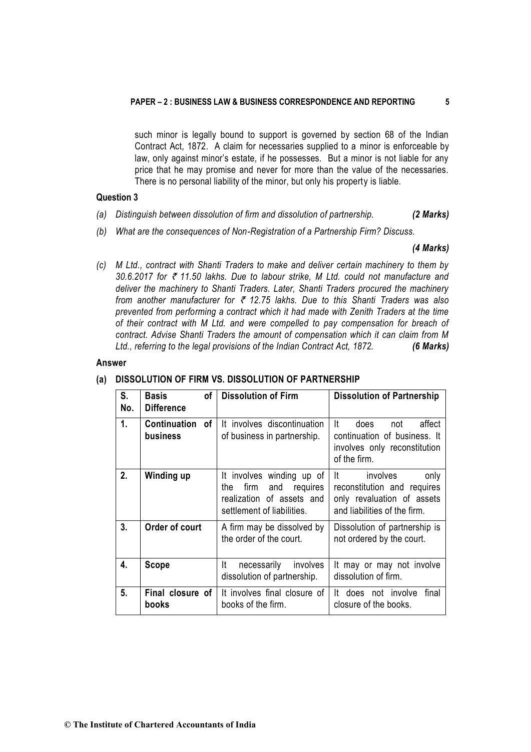such minor is legally bound to support is governed by section 68 of the Indian Contract Act, 1872. A claim for necessaries supplied to a minor is enforceable by law, only against minor's estate, if he possesses. But a minor is not liable for any price that he may promise and never for more than the value of the necessaries. There is no personal liability of the minor, but only his property is liable.

**Question 3**

*(a) Distinguish between dissolution of firm and dissolution of partnership.* ***(2 Marks)***

*(b) What are the consequences of Non-Registration of a Partnership Firm? Discuss.* ***(4 Marks)***

*(c) M Ltd., contract with Shanti Traders to make and deliver certain machinery to them by 30.6.2017 for ₹ 11.50 lakhs. Due to labour strike, M Ltd. could not manufacture and deliver the machinery to Shanti Traders. Later, Shanti Traders procured the machinery from another manufacturer for ₹ 12.75 lakhs. Due to this Shanti Traders was also prevented from performing a contract which it had made with Zenith Traders at the time of their contract with M Ltd. and were compelled to pay compensation for breach of contract. Advise Shanti Traders the amount of compensation which it can claim from M Ltd., referring to the legal provisions of the Indian Contract Act, 1872.* ***(6 Marks)***

**Answer**

**(a) DISSOLUTION OF FIRM VS. DISSOLUTION OF PARTNERSHIP**

| S. No. | Basis of Difference | Dissolution of Firm | Dissolution of Partnership |
|---|---|---|---|
| **1.** | **Continuation of business** | It involves discontinuation of business in partnership. | It does not affect continuation of business. It involves only reconstitution of the firm. |
| **2.** | **Winding up** | It involves winding up of the firm and requires realization of assets and settlement of liabilities. | It involves only reconstitution and requires only revaluation of assets and liabilities of the firm. |
| **3.** | **Order of court** | A firm may be dissolved by the order of the court. | Dissolution of partnership is not ordered by the court. |
| **4.** | **Scope** | It necessarily involves dissolution of partnership. | It may or may not involve dissolution of firm. |
| **5.** | **Final closure of books** | It involves final closure of books of the firm. | It does not involve final closure of the books. |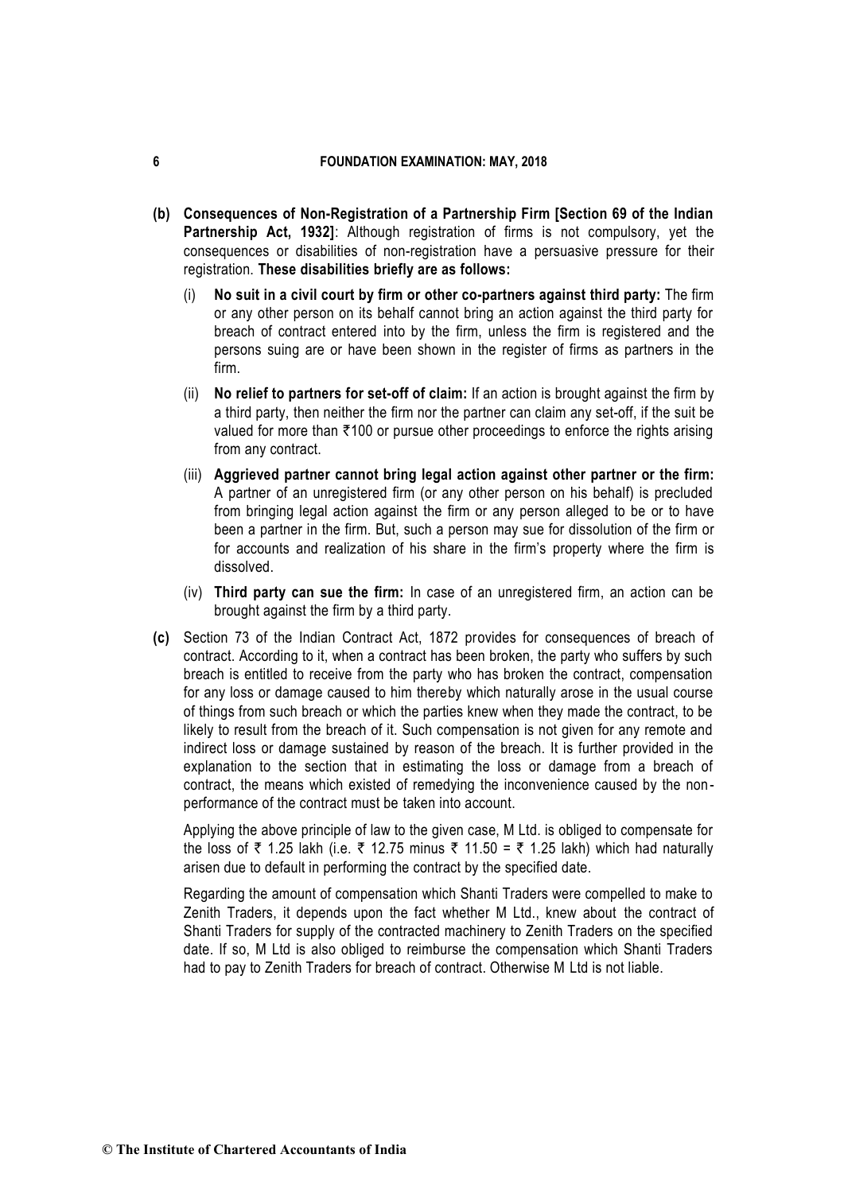**(b) Consequences of Non-Registration of a Partnership Firm [Section 69 of the Indian Partnership Act, 1932]**: Although registration of firms is not compulsory, yet the consequences or disabilities of non-registration have a persuasive pressure for their registration. **These disabilities briefly are as follows:**

(i) **No suit in a civil court by firm or other co-partners against third party:** The firm or any other person on its behalf cannot bring an action against the third party for breach of contract entered into by the firm, unless the firm is registered and the persons suing are or have been shown in the register of firms as partners in the firm.

(ii) **No relief to partners for set-off of claim:** If an action is brought against the firm by a third party, then neither the firm nor the partner can claim any set-off, if the suit be valued for more than ₹100 or pursue other proceedings to enforce the rights arising from any contract.

(iii) **Aggrieved partner cannot bring legal action against other partner or the firm:** A partner of an unregistered firm (or any other person on his behalf) is precluded from bringing legal action against the firm or any person alleged to be or to have been a partner in the firm. But, such a person may sue for dissolution of the firm or for accounts and realization of his share in the firm's property where the firm is dissolved.

(iv) **Third party can sue the firm:** In case of an unregistered firm, an action can be brought against the firm by a third party.

**(c)** Section 73 of the Indian Contract Act, 1872 provides for consequences of breach of contract. According to it, when a contract has been broken, the party who suffers by such breach is entitled to receive from the party who has broken the contract, compensation for any loss or damage caused to him thereby which naturally arose in the usual course of things from such breach or which the parties knew when they made the contract, to be likely to result from the breach of it. Such compensation is not given for any remote and indirect loss or damage sustained by reason of the breach. It is further provided in the explanation to the section that in estimating the loss or damage from a breach of contract, the means which existed of remedying the inconvenience caused by the non-performance of the contract must be taken into account.

Applying the above principle of law to the given case, M Ltd. is obliged to compensate for the loss of ₹ 1.25 lakh (i.e. ₹ 12.75 minus ₹ 11.50 = ₹ 1.25 lakh) which had naturally arisen due to default in performing the contract by the specified date.

Regarding the amount of compensation which Shanti Traders were compelled to make to Zenith Traders, it depends upon the fact whether M Ltd., knew about the contract of Shanti Traders for supply of the contracted machinery to Zenith Traders on the specified date. If so, M Ltd is also obliged to reimburse the compensation which Shanti Traders had to pay to Zenith Traders for breach of contract. Otherwise M Ltd is not liable.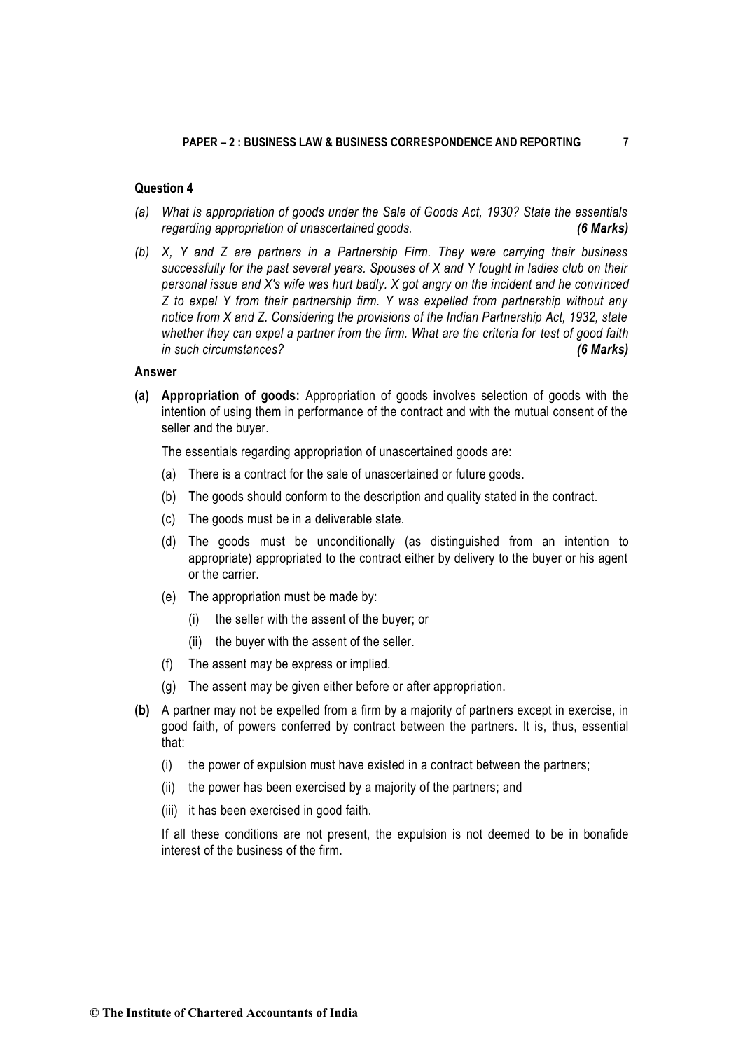### Question 4

*(a) What is appropriation of goods under the Sale of Goods Act, 1930? State the essentials regarding appropriation of unascertained goods.* ***(6 Marks)***

*(b) X, Y and Z are partners in a Partnership Firm. They were carrying their business successfully for the past several years. Spouses of X and Y fought in ladies club on their personal issue and X's wife was hurt badly. X got angry on the incident and he convinced Z to expel Y from their partnership firm. Y was expelled from partnership without any notice from X and Z. Considering the provisions of the Indian Partnership Act, 1932, state whether they can expel a partner from the firm. What are the criteria for test of good faith in such circumstances?* ***(6 Marks)***

### Answer

**(a) Appropriation of goods:** Appropriation of goods involves selection of goods with the intention of using them in performance of the contract and with the mutual consent of the seller and the buyer.

The essentials regarding appropriation of unascertained goods are:

(a) There is a contract for the sale of unascertained or future goods.

(b) The goods should conform to the description and quality stated in the contract.

(c) The goods must be in a deliverable state.

(d) The goods must be unconditionally (as distinguished from an intention to appropriate) appropriated to the contract either by delivery to the buyer or his agent or the carrier.

(e) The appropriation must be made by:

  (i) the seller with the assent of the buyer; or

  (ii) the buyer with the assent of the seller.

(f) The assent may be express or implied.

(g) The assent may be given either before or after appropriation.

**(b)** A partner may not be expelled from a firm by a majority of partners except in exercise, in good faith, of powers conferred by contract between the partners. It is, thus, essential that:

(i) the power of expulsion must have existed in a contract between the partners;

(ii) the power has been exercised by a majority of the partners; and

(iii) it has been exercised in good faith.

If all these conditions are not present, the expulsion is not deemed to be in bonafide interest of the business of the firm.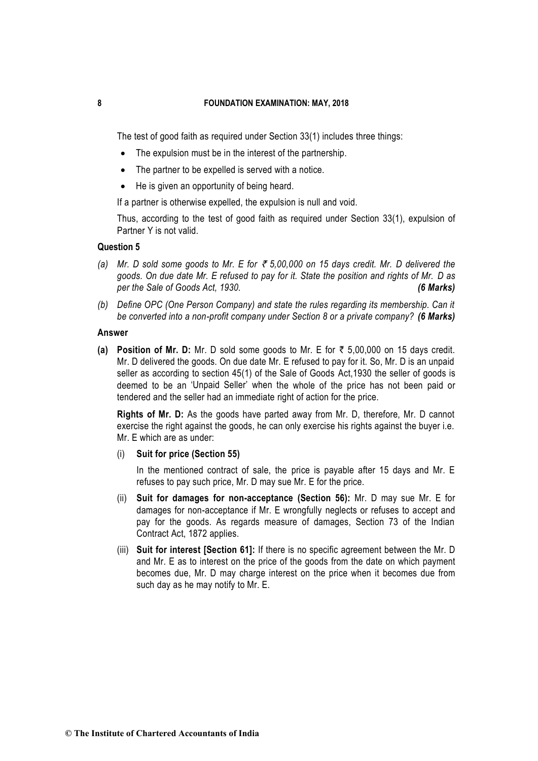The test of good faith as required under Section 33(1) includes three things:

- The expulsion must be in the interest of the partnership.
- The partner to be expelled is served with a notice.
- He is given an opportunity of being heard.

If a partner is otherwise expelled, the expulsion is null and void.

Thus, according to the test of good faith as required under Section 33(1), expulsion of Partner Y is not valid.

**Question 5**

*(a) Mr. D sold some goods to Mr. E for ₹ 5,00,000 on 15 days credit. Mr. D delivered the goods. On due date Mr. E refused to pay for it. State the position and rights of Mr. D as per the Sale of Goods Act, 1930.* ***(6 Marks)***

*(b) Define OPC (One Person Company) and state the rules regarding its membership. Can it be converted into a non-profit company under Section 8 or a private company?* ***(6 Marks)***

**Answer**

**(a) Position of Mr. D:** Mr. D sold some goods to Mr. E for ₹ 5,00,000 on 15 days credit. Mr. D delivered the goods. On due date Mr. E refused to pay for it. So, Mr. D is an unpaid seller as according to section 45(1) of the Sale of Goods Act,1930 the seller of goods is deemed to be an 'Unpaid Seller' when the whole of the price has not been paid or tendered and the seller had an immediate right of action for the price.

**Rights of Mr. D:** As the goods have parted away from Mr. D, therefore, Mr. D cannot exercise the right against the goods, he can only exercise his rights against the buyer i.e. Mr. E which are as under:

(i) **Suit for price (Section 55)**

In the mentioned contract of sale, the price is payable after 15 days and Mr. E refuses to pay such price, Mr. D may sue Mr. E for the price.

(ii) **Suit for damages for non-acceptance (Section 56):** Mr. D may sue Mr. E for damages for non-acceptance if Mr. E wrongfully neglects or refuses to accept and pay for the goods. As regards measure of damages, Section 73 of the Indian Contract Act, 1872 applies.

(iii) **Suit for interest [Section 61]:** If there is no specific agreement between the Mr. D and Mr. E as to interest on the price of the goods from the date on which payment becomes due, Mr. D may charge interest on the price when it becomes due from such day as he may notify to Mr. E.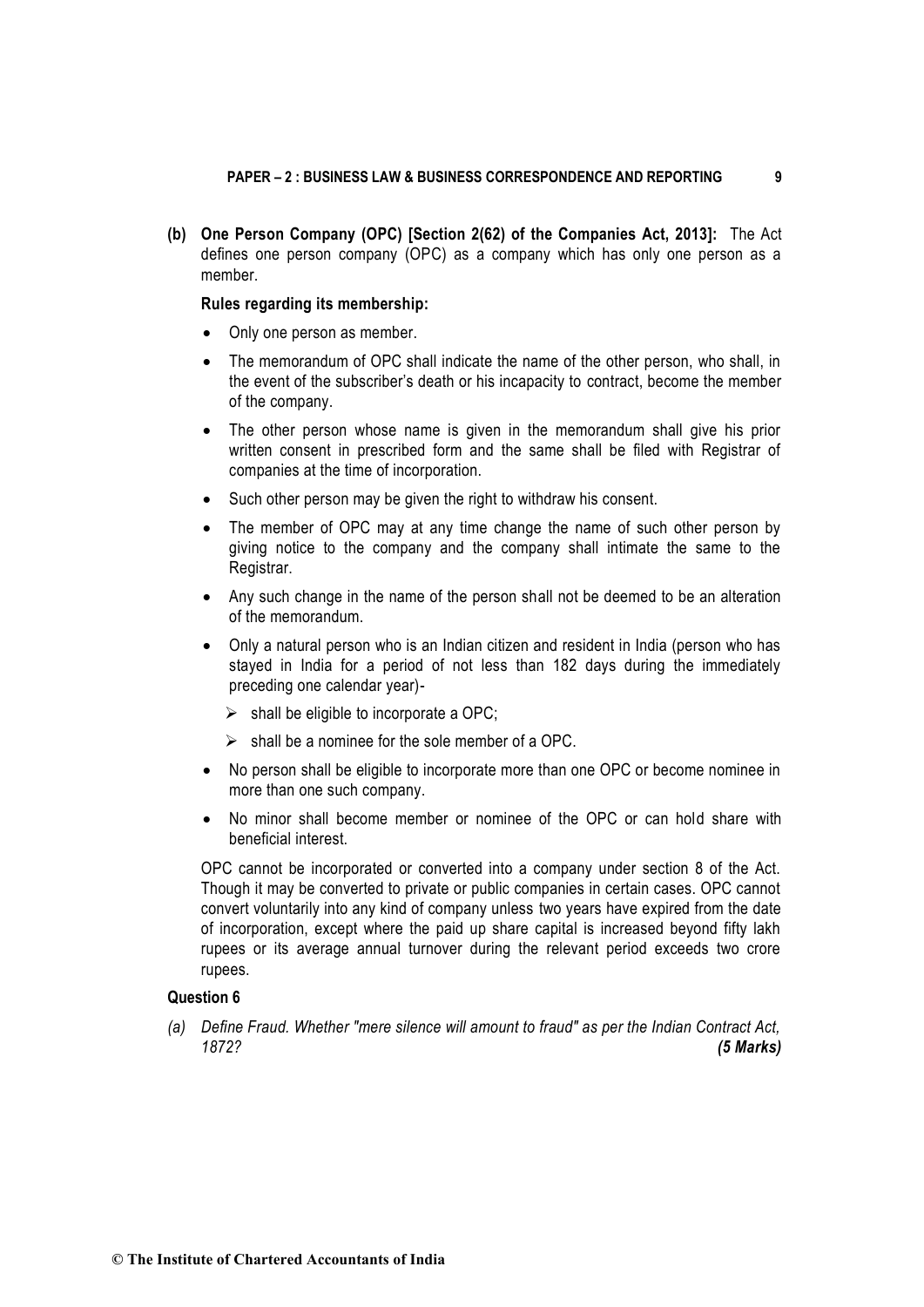**(b) One Person Company (OPC) [Section 2(62) of the Companies Act, 2013]:** The Act defines one person company (OPC) as a company which has only one person as a member.

**Rules regarding its membership:**

- Only one person as member.
- The memorandum of OPC shall indicate the name of the other person, who shall, in the event of the subscriber's death or his incapacity to contract, become the member of the company.
- The other person whose name is given in the memorandum shall give his prior written consent in prescribed form and the same shall be filed with Registrar of companies at the time of incorporation.
- Such other person may be given the right to withdraw his consent.
- The member of OPC may at any time change the name of such other person by giving notice to the company and the company shall intimate the same to the Registrar.
- Any such change in the name of the person shall not be deemed to be an alteration of the memorandum.
- Only a natural person who is an Indian citizen and resident in India (person who has stayed in India for a period of not less than 182 days during the immediately preceding one calendar year)-
  - shall be eligible to incorporate a OPC;
  - shall be a nominee for the sole member of a OPC.
- No person shall be eligible to incorporate more than one OPC or become nominee in more than one such company.
- No minor shall become member or nominee of the OPC or can hold share with beneficial interest.

OPC cannot be incorporated or converted into a company under section 8 of the Act. Though it may be converted to private or public companies in certain cases. OPC cannot convert voluntarily into any kind of company unless two years have expired from the date of incorporation, except where the paid up share capital is increased beyond fifty lakh rupees or its average annual turnover during the relevant period exceeds two crore rupees.

**Question 6**

*(a) Define Fraud. Whether "mere silence will amount to fraud" as per the Indian Contract Act, 1872?* ***(5 Marks)***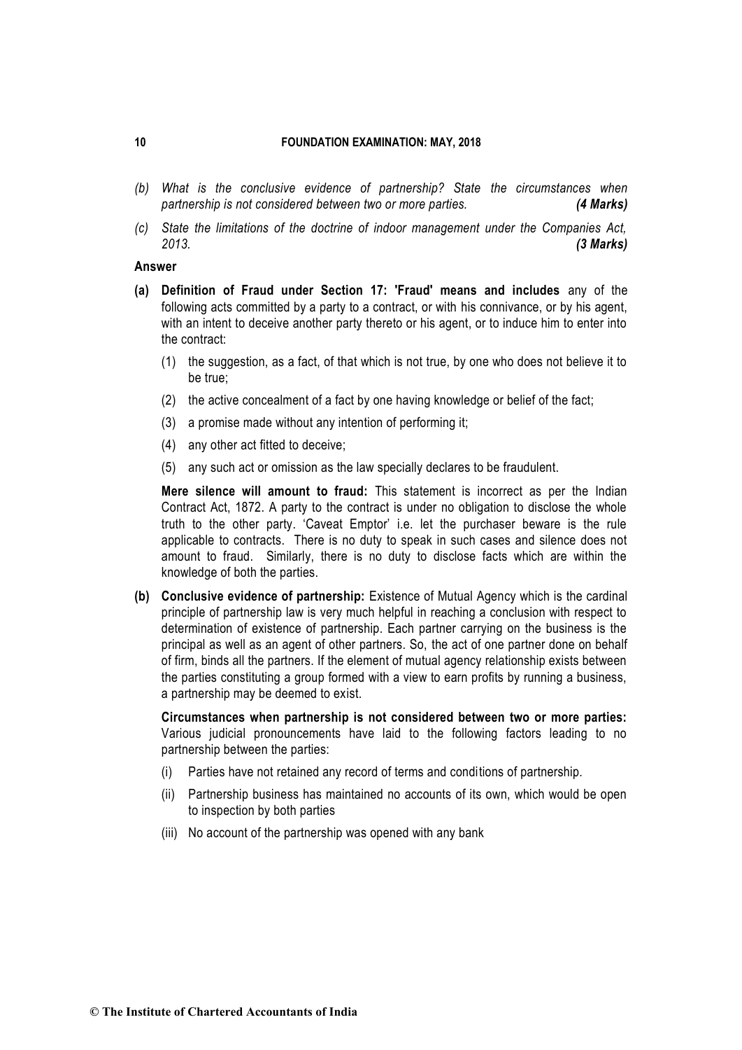*(b) What is the conclusive evidence of partnership? State the circumstances when partnership is not considered between two or more parties.* ***(4 Marks)***

*(c) State the limitations of the doctrine of indoor management under the Companies Act, 2013.* ***(3 Marks)***

**Answer**

**(a) Definition of Fraud under Section 17: 'Fraud' means and includes** any of the following acts committed by a party to a contract, or with his connivance, or by his agent, with an intent to deceive another party thereto or his agent, or to induce him to enter into the contract:

(1) the suggestion, as a fact, of that which is not true, by one who does not believe it to be true;

(2) the active concealment of a fact by one having knowledge or belief of the fact;

(3) a promise made without any intention of performing it;

(4) any other act fitted to deceive;

(5) any such act or omission as the law specially declares to be fraudulent.

**Mere silence will amount to fraud:** This statement is incorrect as per the Indian Contract Act, 1872. A party to the contract is under no obligation to disclose the whole truth to the other party. 'Caveat Emptor' i.e. let the purchaser beware is the rule applicable to contracts. There is no duty to speak in such cases and silence does not amount to fraud. Similarly, there is no duty to disclose facts which are within the knowledge of both the parties.

**(b) Conclusive evidence of partnership:** Existence of Mutual Agency which is the cardinal principle of partnership law is very much helpful in reaching a conclusion with respect to determination of existence of partnership. Each partner carrying on the business is the principal as well as an agent of other partners. So, the act of one partner done on behalf of firm, binds all the partners. If the element of mutual agency relationship exists between the parties constituting a group formed with a view to earn profits by running a business, a partnership may be deemed to exist.

**Circumstances when partnership is not considered between two or more parties:** Various judicial pronouncements have laid to the following factors leading to no partnership between the parties:

(i) Parties have not retained any record of terms and conditions of partnership.

(ii) Partnership business has maintained no accounts of its own, which would be open to inspection by both parties

(iii) No account of the partnership was opened with any bank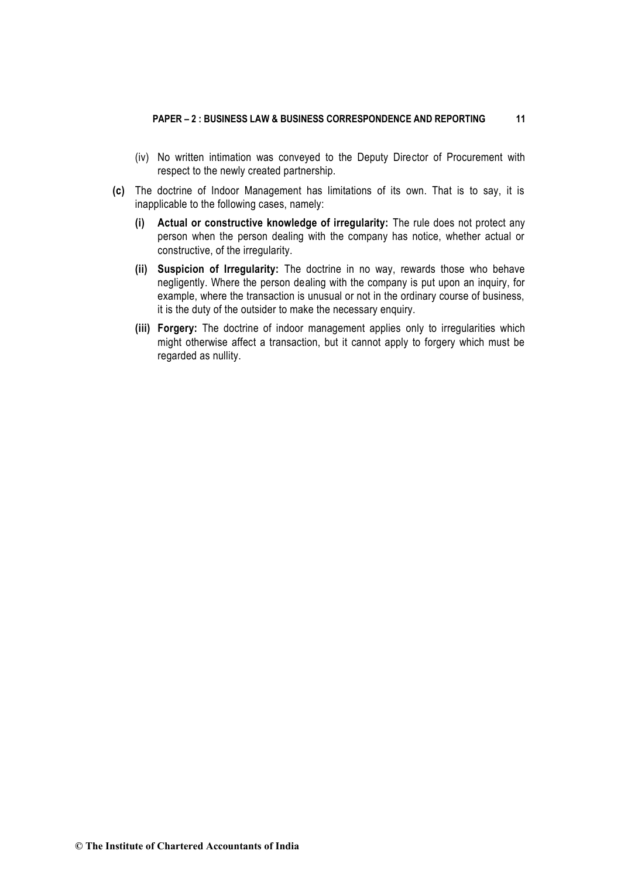(iv) No written intimation was conveyed to the Deputy Director of Procurement with respect to the newly created partnership.

**(c)** The doctrine of Indoor Management has limitations of its own. That is to say, it is inapplicable to the following cases, namely:

**(i) Actual or constructive knowledge of irregularity:** The rule does not protect any person when the person dealing with the company has notice, whether actual or constructive, of the irregularity.

**(ii) Suspicion of Irregularity:** The doctrine in no way, rewards those who behave negligently. Where the person dealing with the company is put upon an inquiry, for example, where the transaction is unusual or not in the ordinary course of business, it is the duty of the outsider to make the necessary enquiry.

**(iii) Forgery:** The doctrine of indoor management applies only to irregularities which might otherwise affect a transaction, but it cannot apply to forgery which must be regarded as nullity.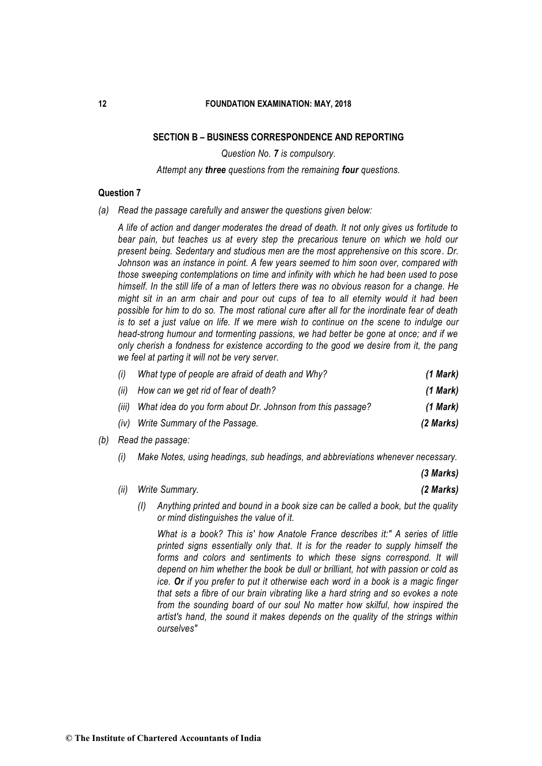## SECTION B – BUSINESS CORRESPONDENCE AND REPORTING

*Question No. **7** is compulsory.*

*Attempt any **three** questions from the remaining **four** questions.*

### Question 7

(a) *Read the passage carefully and answer the questions given below:*

*A life of action and danger moderates the dread of death. It not only gives us fortitude to bear pain, but teaches us at every step the precarious tenure on which we hold our present being. Sedentary and studious men are the most apprehensive on this score. Dr. Johnson was an instance in point. A few years seemed to him soon over, compared with those sweeping contemplations on time and infinity with which he had been used to pose himself. In the still life of a man of letters there was no obvious reason for a change. He might sit in an arm chair and pour out cups of tea to all eternity would it had been possible for him to do so. The most rational cure after all for the inordinate fear of death is to set a just value on life. If we mere wish to continue on the scene to indulge our head-strong humour and tormenting passions, we had better be gone at once; and if we only cherish a fondness for existence according to the good we desire from it, the pang we feel at parting it will not be very server.*

| | | |
|---|---|---|
| (i) | *What type of people are afraid of death and Why?* | ***(1 Mark)*** |
| (ii) | *How can we get rid of fear of death?* | ***(1 Mark)*** |
| (iii) | *What idea do you form about Dr. Johnson from this passage?* | ***(1 Mark)*** |
| (iv) | *Write Summary of the Passage.* | ***(2 Marks)*** |

(b) *Read the passage:*

(i) *Make Notes, using headings, sub headings, and abbreviations whenever necessary.* ***(3 Marks)***

(ii) *Write Summary.* ***(2 Marks)***

(I) *Anything printed and bound in a book size can be called a book, but the quality or mind distinguishes the value of it.*

*What is a book? This is' how Anatole France describes it:" A series of little printed signs essentially only that. It is for the reader to supply himself the forms and colors and sentiments to which these signs correspond. It will depend on him whether the book be dull or brilliant, hot with passion or cold as ice. **Or** if you prefer to put it otherwise each word in a book is a magic finger that sets a fibre of our brain vibrating like a hard string and so evokes a note from the sounding board of our soul No matter how skilful, how inspired the artist's hand, the sound it makes depends on the quality of the strings within ourselves"*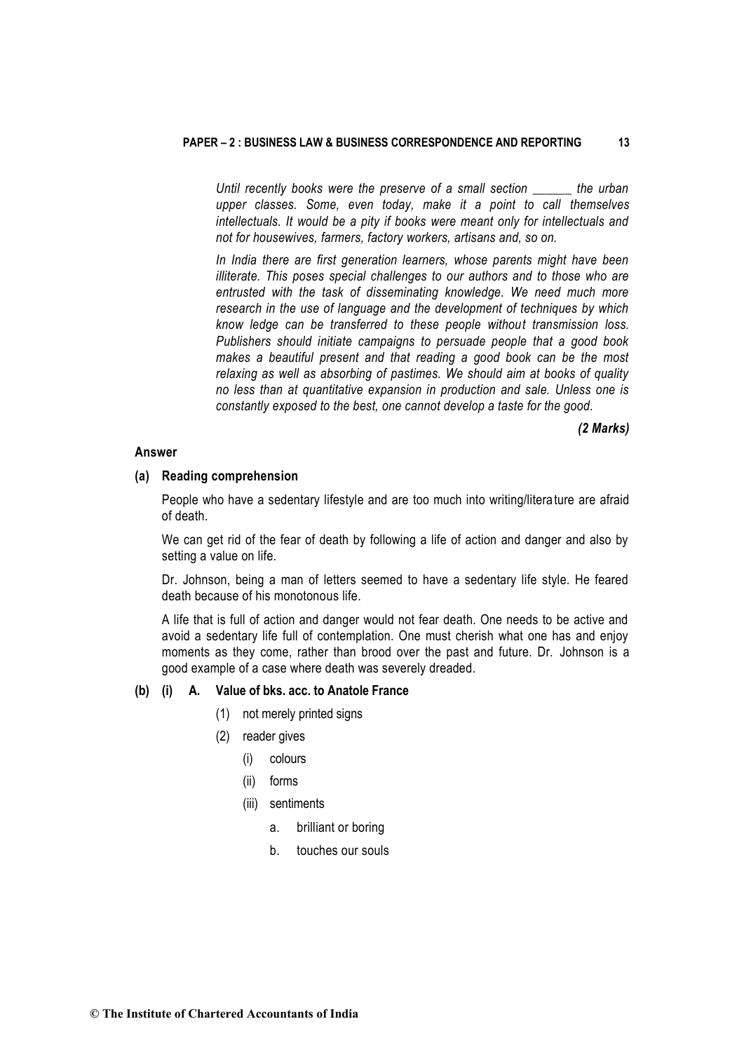*Until recently books were the preserve of a small section ______ the urban upper classes. Some, even today, make it a point to call themselves intellectuals. It would be a pity if books were meant only for intellectuals and not for housewives, farmers, factory workers, artisans and, so on.*

*In India there are first generation learners, whose parents might have been illiterate. This poses special challenges to our authors and to those who are entrusted with the task of disseminating knowledge. We need much more research in the use of language and the development of techniques by which know ledge can be transferred to these people without transmission loss. Publishers should initiate campaigns to persuade people that a good book makes a beautiful present and that reading a good book can be the most relaxing as well as absorbing of pastimes. We should aim at books of quality no less than at quantitative expansion in production and sale. Unless one is constantly exposed to the best, one cannot develop a taste for the good.*

***(2 Marks)***

**Answer**

**(a) Reading comprehension**

People who have a sedentary lifestyle and are too much into writing/literature are afraid of death.

We can get rid of the fear of death by following a life of action and danger and also by setting a value on life.

Dr. Johnson, being a man of letters seemed to have a sedentary life style. He feared death because of his monotonous life.

A life that is full of action and danger would not fear death. One needs to be active and avoid a sedentary life full of contemplation. One must cherish what one has and enjoy moments as they come, rather than brood over the past and future. Dr. Johnson is a good example of a case where death was severely dreaded.

**(b) (i) A. Value of bks. acc. to Anatole France**

- (1) not merely printed signs
- (2) reader gives
  - (i) colours
  - (ii) forms
  - (iii) sentiments
    - a. brilliant or boring
    - b. touches our souls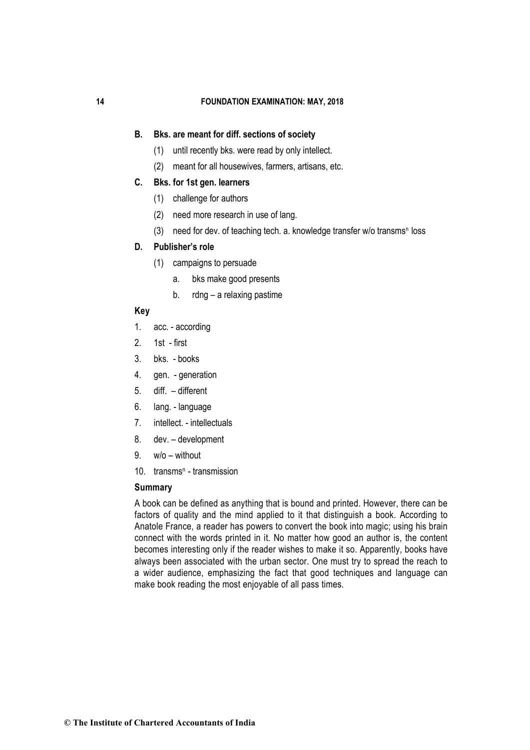**B. Bks. are meant for diff. sections of society**

(1) until recently bks. were read by only intellect.

(2) meant for all housewives, farmers, artisans, etc.

**C. Bks. for 1st gen. learners**

(1) challenge for authors

(2) need more research in use of lang.

(3) need for dev. of teaching tech. a. knowledge transfer w/o transms$^n$ loss

**D. Publisher's role**

(1) campaigns to persuade

  a. bks make good presents

  b. rdng – a relaxing pastime

**Key**

1. acc. - according
2. 1st - first
3. bks. - books
4. gen. - generation
5. diff. – different
6. lang. - language
7. intellect. - intellectuals
8. dev. – development
9. w/o – without
10. transms$^n$ - transmission

**Summary**

A book can be defined as anything that is bound and printed. However, there can be factors of quality and the mind applied to it that distinguish a book. According to Anatole France, a reader has powers to convert the book into magic; using his brain connect with the words printed in it. No matter how good an author is, the content becomes interesting only if the reader wishes to make it so. Apparently, books have always been associated with the urban sector. One must try to spread the reach to a wider audience, emphasizing the fact that good techniques and language can make book reading the most enjoyable of all pass times.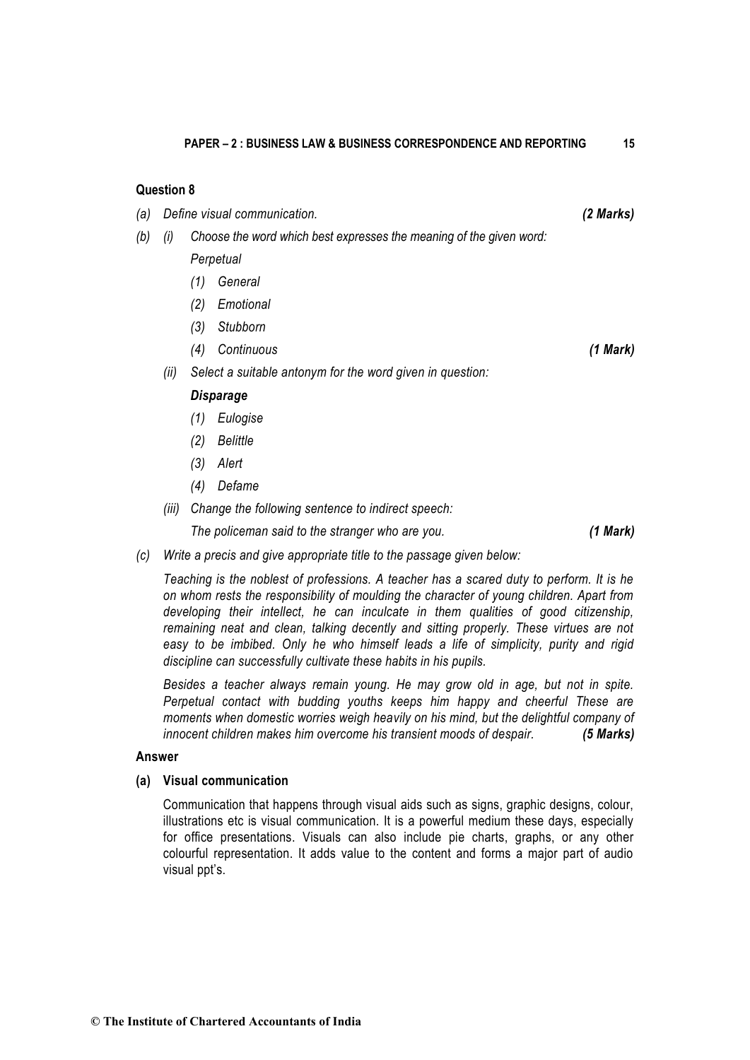### Question 8

*(a) Define visual communication.* ***(2 Marks)***

*(b) (i) Choose the word which best expresses the meaning of the given word:*

*Perpetual*

*(1) General*

*(2) Emotional*

*(3) Stubborn*

*(4) Continuous* ***(1 Mark)***

*(ii) Select a suitable antonym for the word given in question:*

***Disparage***

*(1) Eulogise*

*(2) Belittle*

*(3) Alert*

*(4) Defame*

*(iii) Change the following sentence to indirect speech:*

*The policeman said to the stranger who are you.* ***(1 Mark)***

*(c) Write a precis and give appropriate title to the passage given below:*

*Teaching is the noblest of professions. A teacher has a scared duty to perform. It is he on whom rests the responsibility of moulding the character of young children. Apart from developing their intellect, he can inculcate in them qualities of good citizenship, remaining neat and clean, talking decently and sitting properly. These virtues are not easy to be imbibed. Only he who himself leads a life of simplicity, purity and rigid discipline can successfully cultivate these habits in his pupils.*

*Besides a teacher always remain young. He may grow old in age, but not in spite. Perpetual contact with budding youths keeps him happy and cheerful These are moments when domestic worries weigh heavily on his mind, but the delightful company of innocent children makes him overcome his transient moods of despair.* ***(5 Marks)***

### Answer

**(a) Visual communication**

Communication that happens through visual aids such as signs, graphic designs, colour, illustrations etc is visual communication. It is a powerful medium these days, especially for office presentations. Visuals can also include pie charts, graphs, or any other colourful representation. It adds value to the content and forms a major part of audio visual ppt's.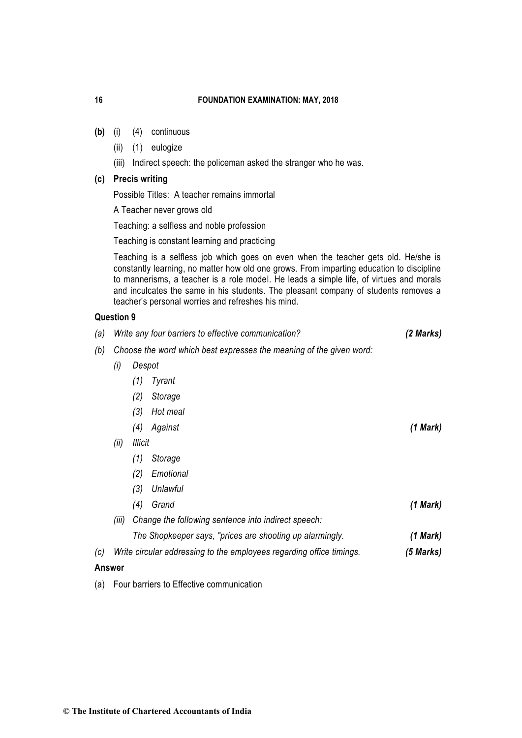**(b)** (i) (4) continuous

(ii) (1) eulogize

(iii) Indirect speech: the policeman asked the stranger who he was.

**(c) Precis writing**

Possible Titles: A teacher remains immortal

A Teacher never grows old

Teaching: a selfless and noble profession

Teaching is constant learning and practicing

Teaching is a selfless job which goes on even when the teacher gets old. He/she is constantly learning, no matter how old one grows. From imparting education to discipline to mannerisms, a teacher is a role model. He leads a simple life, of virtues and morals and inculcates the same in his students. The pleasant company of students removes a teacher's personal worries and refreshes his mind.

**Question 9**

*(a) Write any four barriers to effective communication?* ***(2 Marks)***

*(b) Choose the word which best expresses the meaning of the given word:*

*(i) Despot*

*(1) Tyrant*

*(2) Storage*

*(3) Hot meal*

*(4) Against* ***(1 Mark)***

*(ii) Illicit*

*(1) Storage*

*(2) Emotional*

*(3) Unlawful*

*(4) Grand* ***(1 Mark)***

*(iii) Change the following sentence into indirect speech:*

*The Shopkeeper says, "prices are shooting up alarmingly.* ***(1 Mark)***

*(c) Write circular addressing to the employees regarding office timings.* ***(5 Marks)***

**Answer**

(a) Four barriers to Effective communication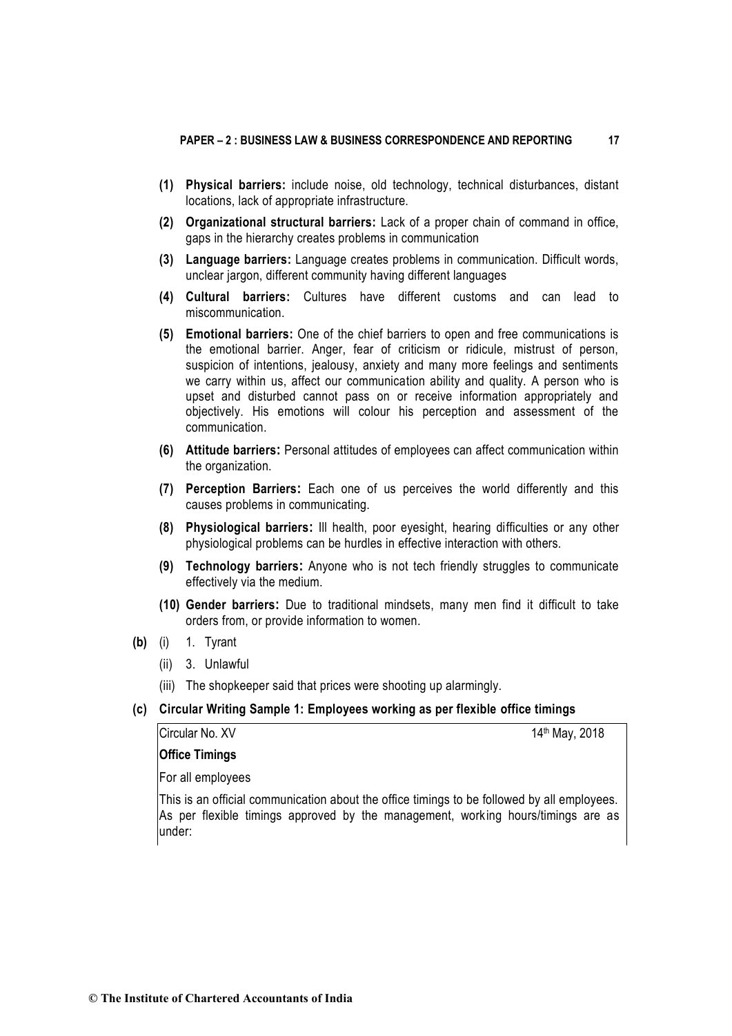(1) **Physical barriers:** include noise, old technology, technical disturbances, distant locations, lack of appropriate infrastructure.

(2) **Organizational structural barriers:** Lack of a proper chain of command in office, gaps in the hierarchy creates problems in communication

(3) **Language barriers:** Language creates problems in communication. Difficult words, unclear jargon, different community having different languages

(4) **Cultural barriers:** Cultures have different customs and can lead to miscommunication.

(5) **Emotional barriers:** One of the chief barriers to open and free communications is the emotional barrier. Anger, fear of criticism or ridicule, mistrust of person, suspicion of intentions, jealousy, anxiety and many more feelings and sentiments we carry within us, affect our communication ability and quality. A person who is upset and disturbed cannot pass on or receive information appropriately and objectively. His emotions will colour his perception and assessment of the communication.

(6) **Attitude barriers:** Personal attitudes of employees can affect communication within the organization.

(7) **Perception Barriers:** Each one of us perceives the world differently and this causes problems in communicating.

(8) **Physiological barriers:** Ill health, poor eyesight, hearing difficulties or any other physiological problems can be hurdles in effective interaction with others.

(9) **Technology barriers:** Anyone who is not tech friendly struggles to communicate effectively via the medium.

(10) **Gender barriers:** Due to traditional mindsets, many men find it difficult to take orders from, or provide information to women.

**(b)** (i) 1. Tyrant

(ii) 3. Unlawful

(iii) The shopkeeper said that prices were shooting up alarmingly.

**(c) Circular Writing Sample 1: Employees working as per flexible office timings**

Circular No. XV — 14th May, 2018

**Office Timings**

For all employees

This is an official communication about the office timings to be followed by all employees. As per flexible timings approved by the management, working hours/timings are as under: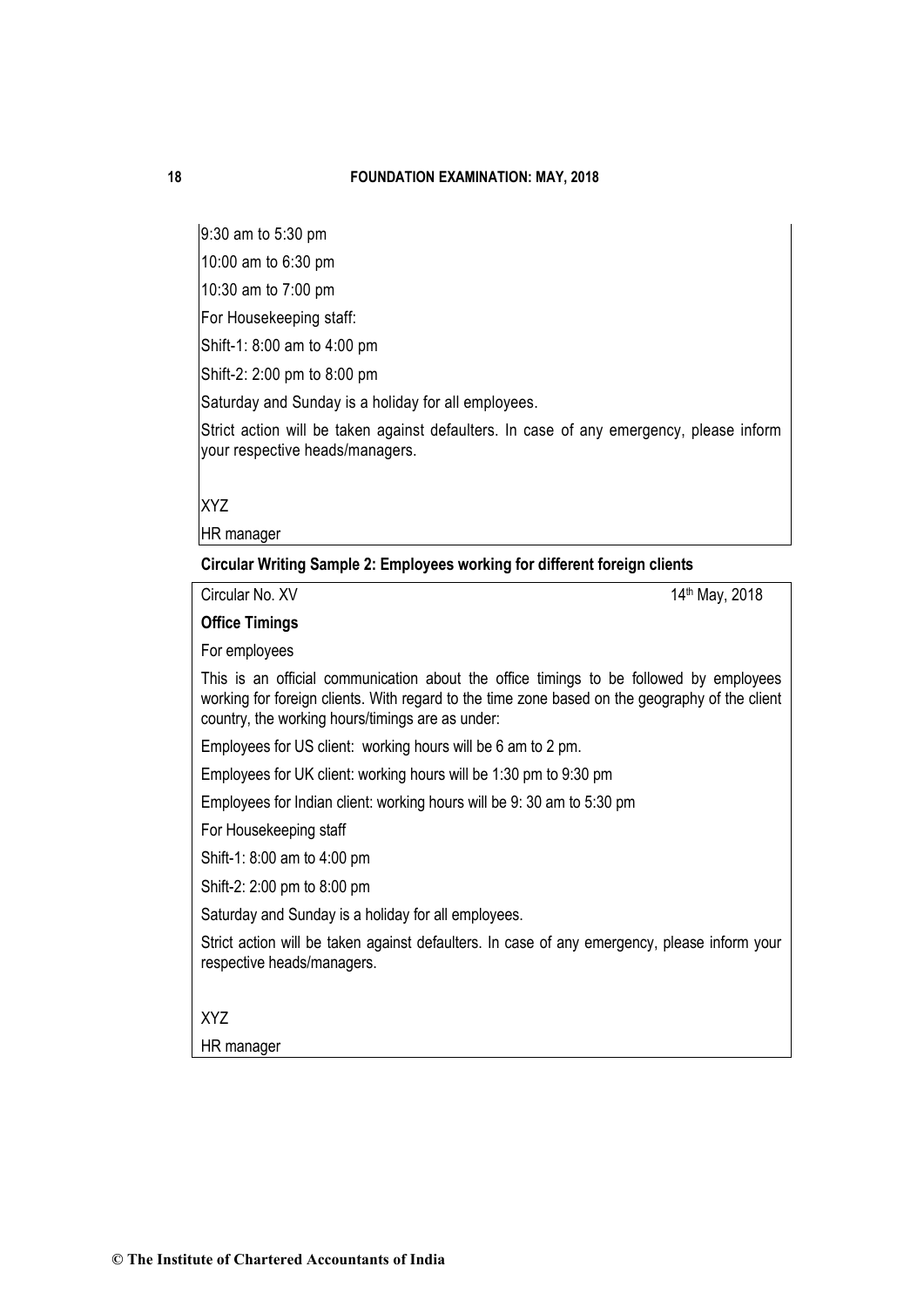9:30 am to 5:30 pm

10:00 am to 6:30 pm

10:30 am to 7:00 pm

For Housekeeping staff:

Shift-1: 8:00 am to 4:00 pm

Shift-2: 2:00 pm to 8:00 pm

Saturday and Sunday is a holiday for all employees.

Strict action will be taken against defaulters. In case of any emergency, please inform your respective heads/managers.

XYZ

HR manager

**Circular Writing Sample 2: Employees working for different foreign clients**

Circular No. XV 14th May, 2018

**Office Timings**

For employees

This is an official communication about the office timings to be followed by employees working for foreign clients. With regard to the time zone based on the geography of the client country, the working hours/timings are as under:

Employees for US client: working hours will be 6 am to 2 pm.

Employees for UK client: working hours will be 1:30 pm to 9:30 pm

Employees for Indian client: working hours will be 9: 30 am to 5:30 pm

For Housekeeping staff

Shift-1: 8:00 am to 4:00 pm

Shift-2: 2:00 pm to 8:00 pm

Saturday and Sunday is a holiday for all employees.

Strict action will be taken against defaulters. In case of any emergency, please inform your respective heads/managers.

XYZ

HR manager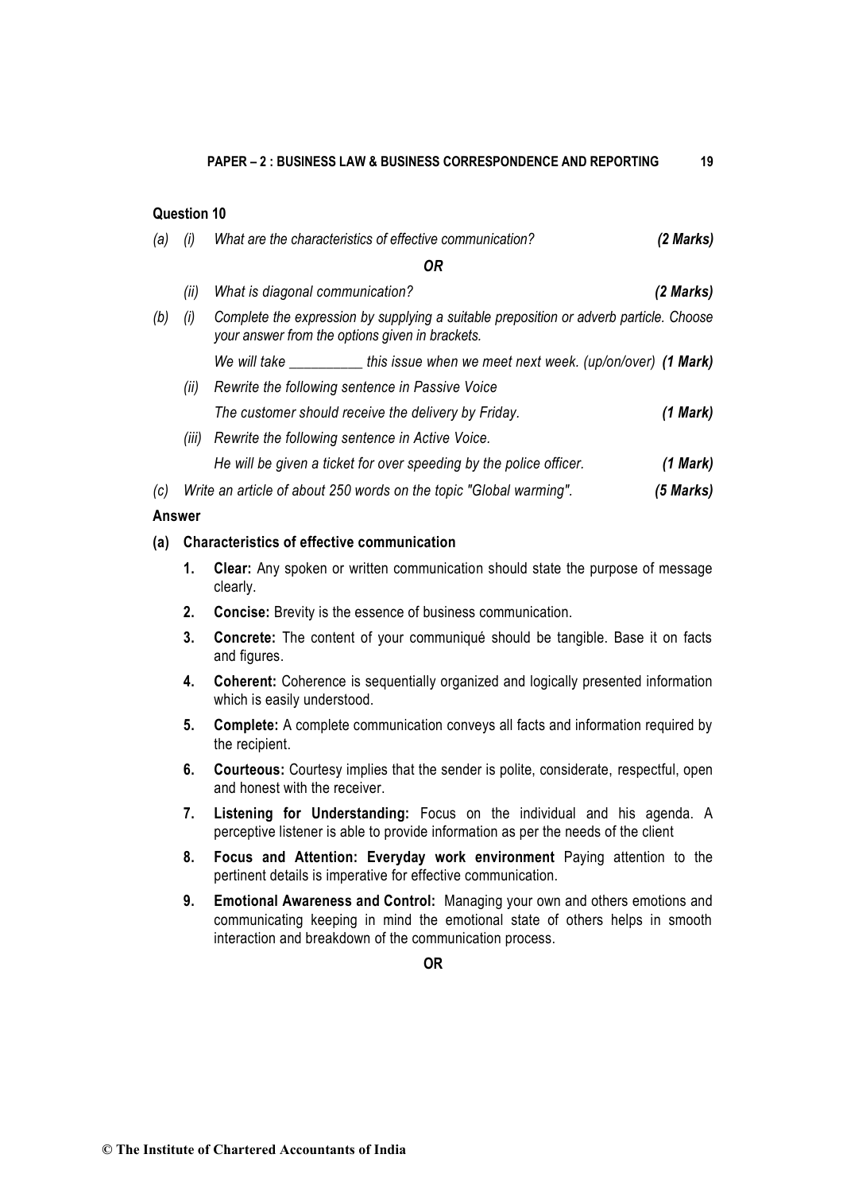## Question 10

*(a) (i) What are the characteristics of effective communication?* ***(2 Marks)***

***OR***

*(ii) What is diagonal communication?* ***(2 Marks)***

*(b) (i) Complete the expression by supplying a suitable preposition or adverb particle. Choose your answer from the options given in brackets.*

*We will take __________ this issue when we meet next week. (up/on/over)* ***(1 Mark)***

*(ii) Rewrite the following sentence in Passive Voice*

*The customer should receive the delivery by Friday.* ***(1 Mark)***

*(iii) Rewrite the following sentence in Active Voice.*

*He will be given a ticket for over speeding by the police officer.* ***(1 Mark)***

*(c) Write an article of about 250 words on the topic "Global warming".* ***(5 Marks)***

## Answer

**(a) Characteristics of effective communication**

1. **Clear:** Any spoken or written communication should state the purpose of message clearly.
2. **Concise:** Brevity is the essence of business communication.
3. **Concrete:** The content of your communiqué should be tangible. Base it on facts and figures.
4. **Coherent:** Coherence is sequentially organized and logically presented information which is easily understood.
5. **Complete:** A complete communication conveys all facts and information required by the recipient.
6. **Courteous:** Courtesy implies that the sender is polite, considerate, respectful, open and honest with the receiver.
7. **Listening for Understanding:** Focus on the individual and his agenda. A perceptive listener is able to provide information as per the needs of the client
8. **Focus and Attention: Everyday work environment** Paying attention to the pertinent details is imperative for effective communication.
9. **Emotional Awareness and Control:** Managing your own and others emotions and communicating keeping in mind the emotional state of others helps in smooth interaction and breakdown of the communication process.

**OR**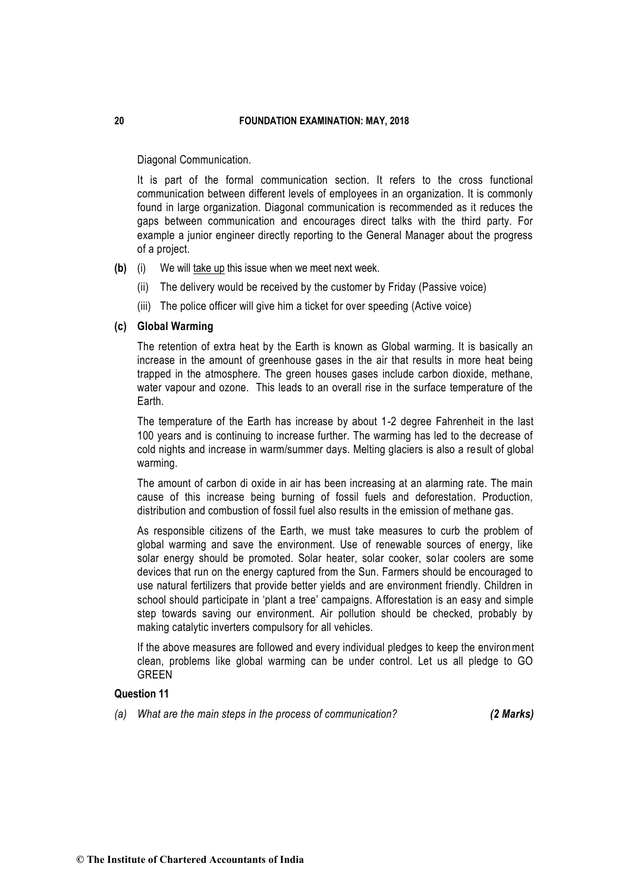Diagonal Communication.

It is part of the formal communication section. It refers to the cross functional communication between different levels of employees in an organization. It is commonly found in large organization. Diagonal communication is recommended as it reduces the gaps between communication and encourages direct talks with the third party. For example a junior engineer directly reporting to the General Manager about the progress of a project.

**(b)** (i) We will <u>take up</u> this issue when we meet next week.

(ii) The delivery would be received by the customer by Friday (Passive voice)

(iii) The police officer will give him a ticket for over speeding (Active voice)

**(c) Global Warming**

The retention of extra heat by the Earth is known as Global warming. It is basically an increase in the amount of greenhouse gases in the air that results in more heat being trapped in the atmosphere. The green houses gases include carbon dioxide, methane, water vapour and ozone. This leads to an overall rise in the surface temperature of the Earth.

The temperature of the Earth has increase by about 1-2 degree Fahrenheit in the last 100 years and is continuing to increase further. The warming has led to the decrease of cold nights and increase in warm/summer days. Melting glaciers is also a result of global warming.

The amount of carbon di oxide in air has been increasing at an alarming rate. The main cause of this increase being burning of fossil fuels and deforestation. Production, distribution and combustion of fossil fuel also results in the emission of methane gas.

As responsible citizens of the Earth, we must take measures to curb the problem of global warming and save the environment. Use of renewable sources of energy, like solar energy should be promoted. Solar heater, solar cooker, solar coolers are some devices that run on the energy captured from the Sun. Farmers should be encouraged to use natural fertilizers that provide better yields and are environment friendly. Children in school should participate in 'plant a tree' campaigns. Afforestation is an easy and simple step towards saving our environment. Air pollution should be checked, probably by making catalytic inverters compulsory for all vehicles.

If the above measures are followed and every individual pledges to keep the environment clean, problems like global warming can be under control. Let us all pledge to GO GREEN

**Question 11**

*(a) What are the main steps in the process of communication?* ***(2 Marks)***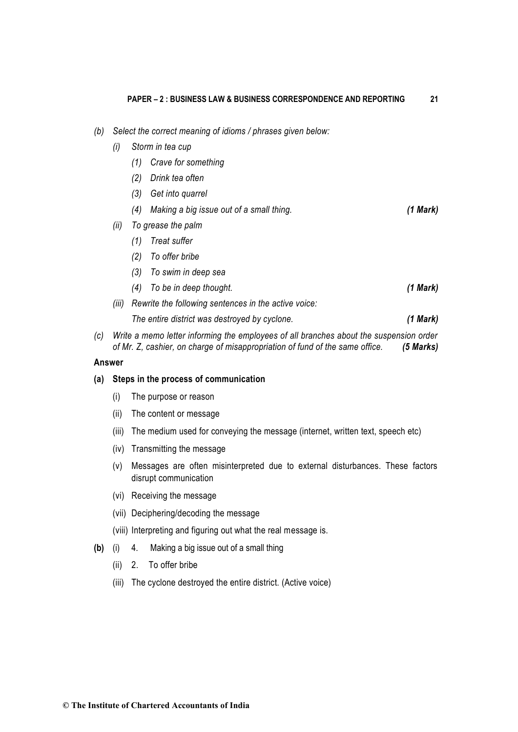*(b) Select the correct meaning of idioms / phrases given below:*

*(i) Storm in tea cup*

*(1) Crave for something*

*(2) Drink tea often*

*(3) Get into quarrel*

*(4) Making a big issue out of a small thing.* ***(1 Mark)***

*(ii) To grease the palm*

*(1) Treat suffer*

*(2) To offer bribe*

*(3) To swim in deep sea*

*(4) To be in deep thought.* ***(1 Mark)***

*(iii) Rewrite the following sentences in the active voice:*

*The entire district was destroyed by cyclone.* ***(1 Mark)***

*(c) Write a memo letter informing the employees of all branches about the suspension order of Mr. Z, cashier, on charge of misappropriation of fund of the same office.* ***(5 Marks)***

**Answer**

**(a) Steps in the process of communication**

(i) The purpose or reason

(ii) The content or message

(iii) The medium used for conveying the message (internet, written text, speech etc)

(iv) Transmitting the message

(v) Messages are often misinterpreted due to external disturbances. These factors disrupt communication

(vi) Receiving the message

(vii) Deciphering/decoding the message

(viii) Interpreting and figuring out what the real message is.

**(b)** (i) 4. Making a big issue out of a small thing

(ii) 2. To offer bribe

(iii) The cyclone destroyed the entire district. (Active voice)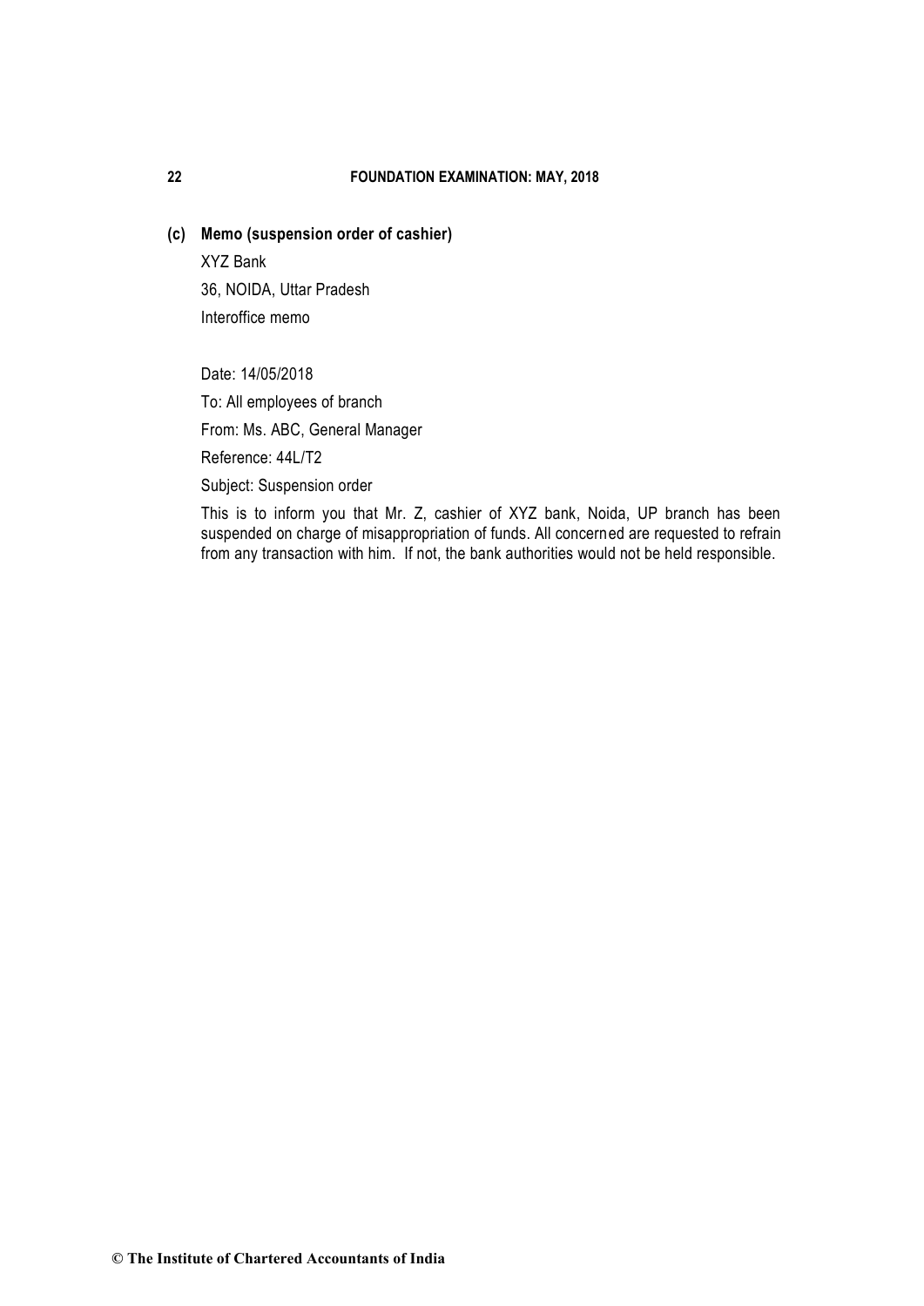**(c) Memo (suspension order of cashier)**

XYZ Bank

36, NOIDA, Uttar Pradesh

Interoffice memo

Date: 14/05/2018

To: All employees of branch

From: Ms. ABC, General Manager

Reference: 44L/T2

Subject: Suspension order

This is to inform you that Mr. Z, cashier of XYZ bank, Noida, UP branch has been suspended on charge of misappropriation of funds. All concerned are requested to refrain from any transaction with him. If not, the bank authorities would not be held responsible.